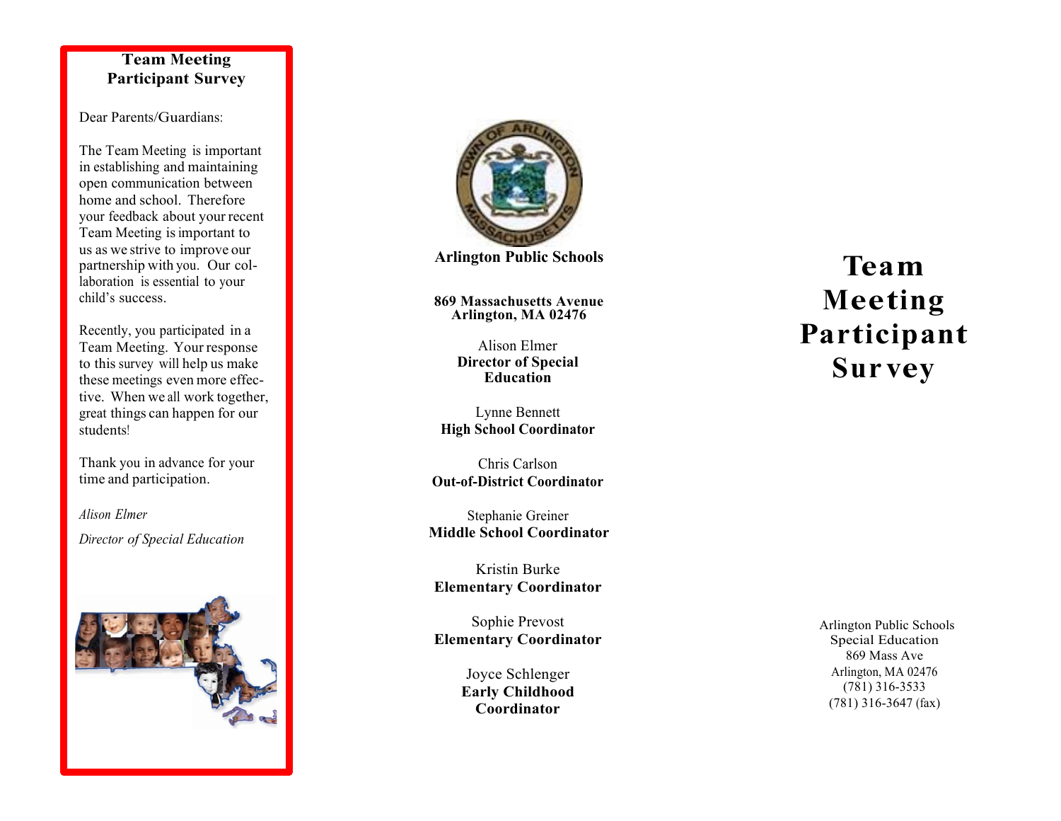## Team Meeting Participant Survey

Dear Parents/Guardians:

The Team Meeting is important in establishing and maintaining open communication between home and school. Therefore your feedback about your recent Team Meeting is important to us as we strive to improve our partnership with you. Our collaboration is essential to your child's success.

Recently, you participated in a Team Meeting. Your response to this survey will help us make these meetings even more effective. When we all work together, great things can happen for our students!

Thank you in advance for your time and participation.

*Alison Elmer*

*Director of Special Education*

**Arlington Public Schools**

**869 Massachusetts Avenue**
**Arlington, MA 02476**

Alison Elmer
**Director of Special Education**

Lynne Bennett
**High School Coordinator**

Chris Carlson
**Out-of-District Coordinator**

Stephanie Greiner
**Middle School Coordinator**

Kristin Burke
**Elementary Coordinator**

Sophie Prevost
**Elementary Coordinator**

Joyce Schlenger
**Early Childhood Coordinator**

# Team Meeting Participant Survey

Arlington Public Schools
Special Education
869 Mass Ave
Arlington, MA 02476
(781) 316-3533
(781) 316-3647 (fax)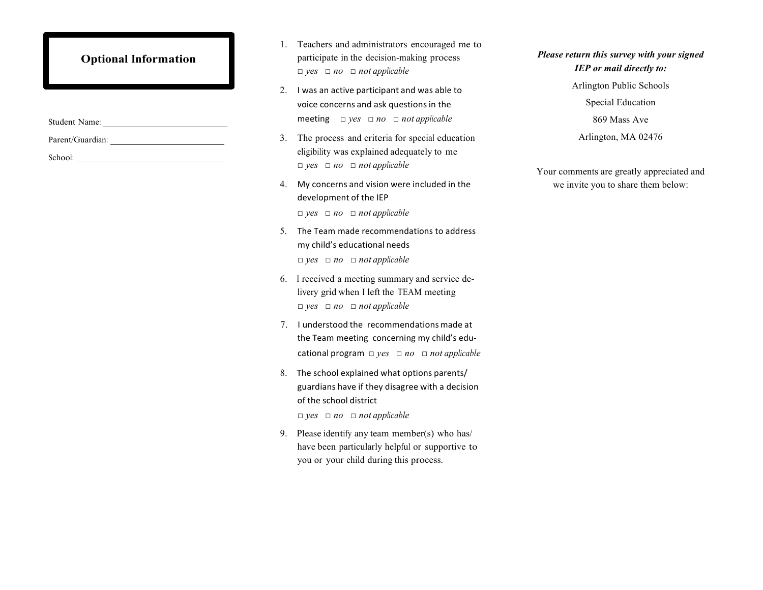## Optional Information

Student Name: ______________________________

Parent/Guardian: ___________________________

School: ___________________________________

1. Teachers and administrators encouraged me to participate in the decision-making process
   □ *yes* □ *no* □ *not applicable*
2. I was an active participant and was able to voice concerns and ask questions in the meeting □ *yes* □ *no* □ *not applicable*
3. The process and criteria for special education eligibility was explained adequately to me
   □ *yes* □ *no* □ *not applicable*
4. My concerns and vision were included in the development of the IEP
   □ *yes* □ *no* □ *not applicable*
5. The Team made recommendations to address my child's educational needs
   □ *yes* □ *no* □ *not applicable*
6. I received a meeting summary and service delivery grid when I left the TEAM meeting
   □ *yes* □ *no* □ *not applicable*
7. I understood the recommendations made at the Team meeting concerning my child's educational program □ *yes* □ *no* □ *not applicable*
8. The school explained what options parents/ guardians have if they disagree with a decision of the school district
   □ *yes* □ *no* □ *not applicable*
9. Please identify any team member(s) who has/ have been particularly helpful or supportive to you or your child during this process.

***Please return this survey with your signed IEP or mail directly to:***

Arlington Public Schools

Special Education

869 Mass Ave

Arlington, MA 02476

Your comments are greatly appreciated and we invite you to share them below: